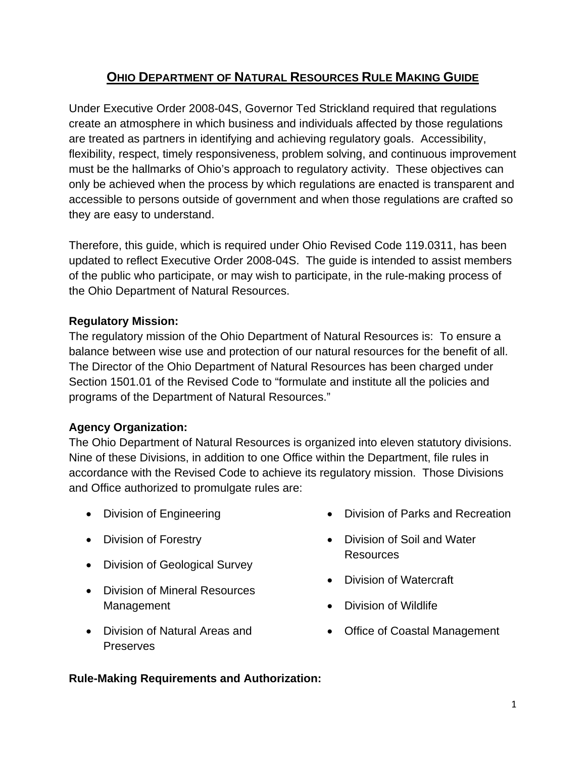# OHIO DEPARTMENT OF NATURAL RESOURCES RULE MAKING GUIDE

Under Executive Order 2008-04S, Governor Ted Strickland required that regulations create an atmosphere in which business and individuals affected by those regulations are treated as partners in identifying and achieving regulatory goals. Accessibility, flexibility, respect, timely responsiveness, problem solving, and continuous improvement must be the hallmarks of Ohio's approach to regulatory activity. These objectives can only be achieved when the process by which regulations are enacted is transparent and accessible to persons outside of government and when those regulations are crafted so they are easy to understand.

Therefore, this guide, which is required under Ohio Revised Code 119.0311, has been updated to reflect Executive Order 2008-04S. The guide is intended to assist members of the public who participate, or may wish to participate, in the rule-making process of the Ohio Department of Natural Resources.

**Regulatory Mission:**

The regulatory mission of the Ohio Department of Natural Resources is: To ensure a balance between wise use and protection of our natural resources for the benefit of all. The Director of the Ohio Department of Natural Resources has been charged under Section 1501.01 of the Revised Code to "formulate and institute all the policies and programs of the Department of Natural Resources."

**Agency Organization:**

The Ohio Department of Natural Resources is organized into eleven statutory divisions. Nine of these Divisions, in addition to one Office within the Department, file rules in accordance with the Revised Code to achieve its regulatory mission. Those Divisions and Office authorized to promulgate rules are:

- Division of Engineering
- Division of Forestry
- Division of Geological Survey
- Division of Mineral Resources Management
- Division of Natural Areas and Preserves
- Division of Parks and Recreation
- Division of Soil and Water Resources
- Division of Watercraft
- Division of Wildlife
- Office of Coastal Management

**Rule-Making Requirements and Authorization:**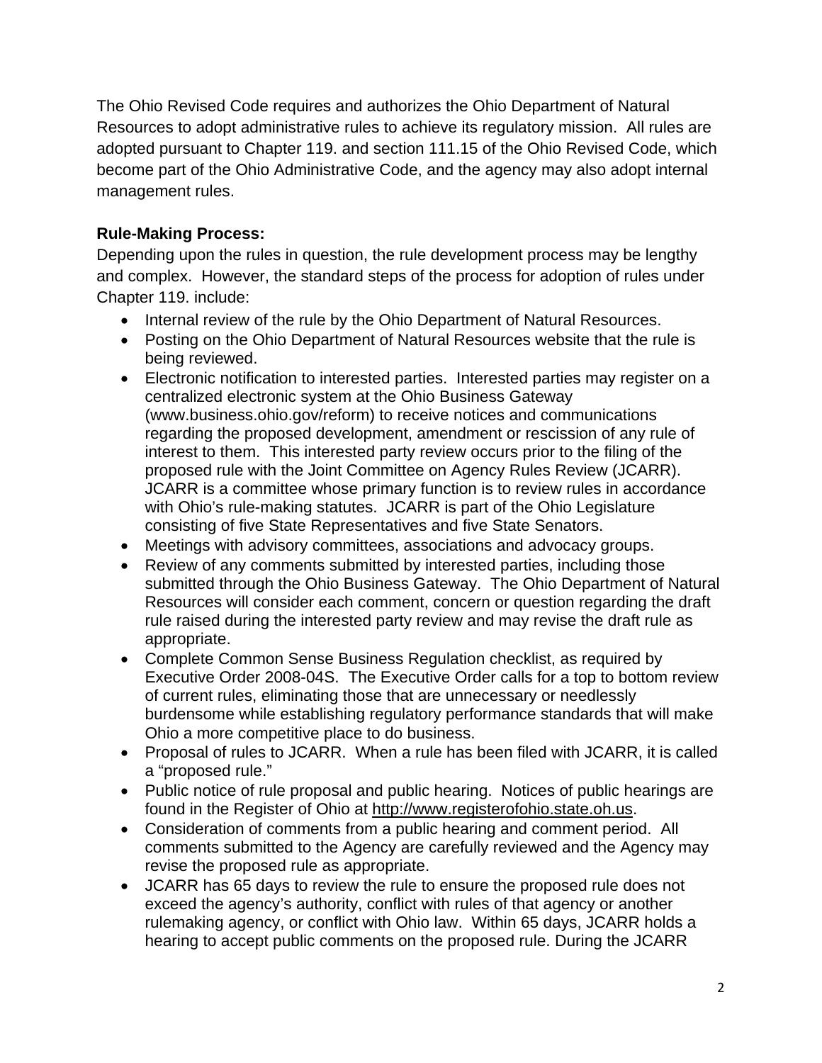The Ohio Revised Code requires and authorizes the Ohio Department of Natural Resources to adopt administrative rules to achieve its regulatory mission. All rules are adopted pursuant to Chapter 119. and section 111.15 of the Ohio Revised Code, which become part of the Ohio Administrative Code, and the agency may also adopt internal management rules.

**Rule-Making Process:**

Depending upon the rules in question, the rule development process may be lengthy and complex. However, the standard steps of the process for adoption of rules under Chapter 119. include:

- Internal review of the rule by the Ohio Department of Natural Resources.
- Posting on the Ohio Department of Natural Resources website that the rule is being reviewed.
- Electronic notification to interested parties. Interested parties may register on a centralized electronic system at the Ohio Business Gateway (www.business.ohio.gov/reform) to receive notices and communications regarding the proposed development, amendment or rescission of any rule of interest to them. This interested party review occurs prior to the filing of the proposed rule with the Joint Committee on Agency Rules Review (JCARR). JCARR is a committee whose primary function is to review rules in accordance with Ohio's rule-making statutes. JCARR is part of the Ohio Legislature consisting of five State Representatives and five State Senators.
- Meetings with advisory committees, associations and advocacy groups.
- Review of any comments submitted by interested parties, including those submitted through the Ohio Business Gateway. The Ohio Department of Natural Resources will consider each comment, concern or question regarding the draft rule raised during the interested party review and may revise the draft rule as appropriate.
- Complete Common Sense Business Regulation checklist, as required by Executive Order 2008-04S. The Executive Order calls for a top to bottom review of current rules, eliminating those that are unnecessary or needlessly burdensome while establishing regulatory performance standards that will make Ohio a more competitive place to do business.
- Proposal of rules to JCARR. When a rule has been filed with JCARR, it is called a "proposed rule."
- Public notice of rule proposal and public hearing. Notices of public hearings are found in the Register of Ohio at http://www.registerofohio.state.oh.us.
- Consideration of comments from a public hearing and comment period. All comments submitted to the Agency are carefully reviewed and the Agency may revise the proposed rule as appropriate.
- JCARR has 65 days to review the rule to ensure the proposed rule does not exceed the agency's authority, conflict with rules of that agency or another rulemaking agency, or conflict with Ohio law. Within 65 days, JCARR holds a hearing to accept public comments on the proposed rule. During the JCARR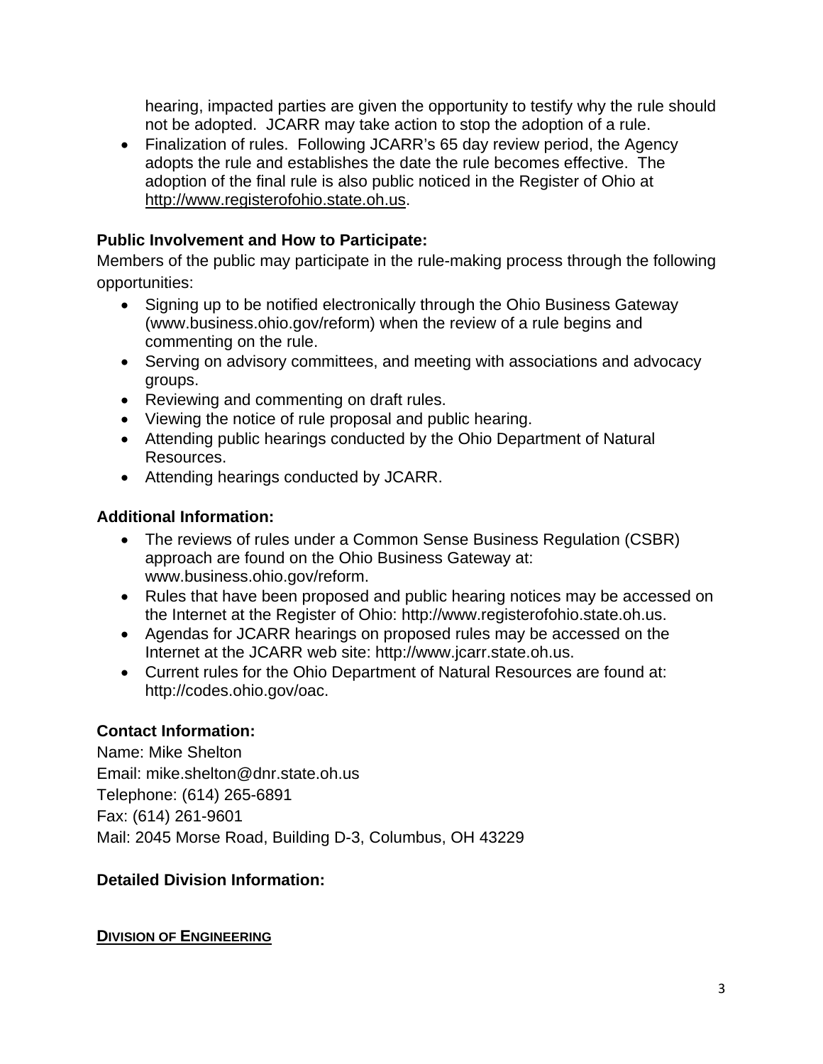hearing, impacted parties are given the opportunity to testify why the rule should not be adopted. JCARR may take action to stop the adoption of a rule.

- Finalization of rules. Following JCARR's 65 day review period, the Agency adopts the rule and establishes the date the rule becomes effective. The adoption of the final rule is also public noticed in the Register of Ohio at http://www.registerofohio.state.oh.us.

**Public Involvement and How to Participate:**

Members of the public may participate in the rule-making process through the following opportunities:

- Signing up to be notified electronically through the Ohio Business Gateway (www.business.ohio.gov/reform) when the review of a rule begins and commenting on the rule.
- Serving on advisory committees, and meeting with associations and advocacy groups.
- Reviewing and commenting on draft rules.
- Viewing the notice of rule proposal and public hearing.
- Attending public hearings conducted by the Ohio Department of Natural Resources.
- Attending hearings conducted by JCARR.

**Additional Information:**

- The reviews of rules under a Common Sense Business Regulation (CSBR) approach are found on the Ohio Business Gateway at: www.business.ohio.gov/reform.
- Rules that have been proposed and public hearing notices may be accessed on the Internet at the Register of Ohio: http://www.registerofohio.state.oh.us.
- Agendas for JCARR hearings on proposed rules may be accessed on the Internet at the JCARR web site: http://www.jcarr.state.oh.us.
- Current rules for the Ohio Department of Natural Resources are found at: http://codes.ohio.gov/oac.

**Contact Information:**

Name: Mike Shelton
Email: mike.shelton@dnr.state.oh.us
Telephone: (614) 265-6891
Fax: (614) 261-9601
Mail: 2045 Morse Road, Building D-3, Columbus, OH 43229

**Detailed Division Information:**

**DIVISION OF ENGINEERING**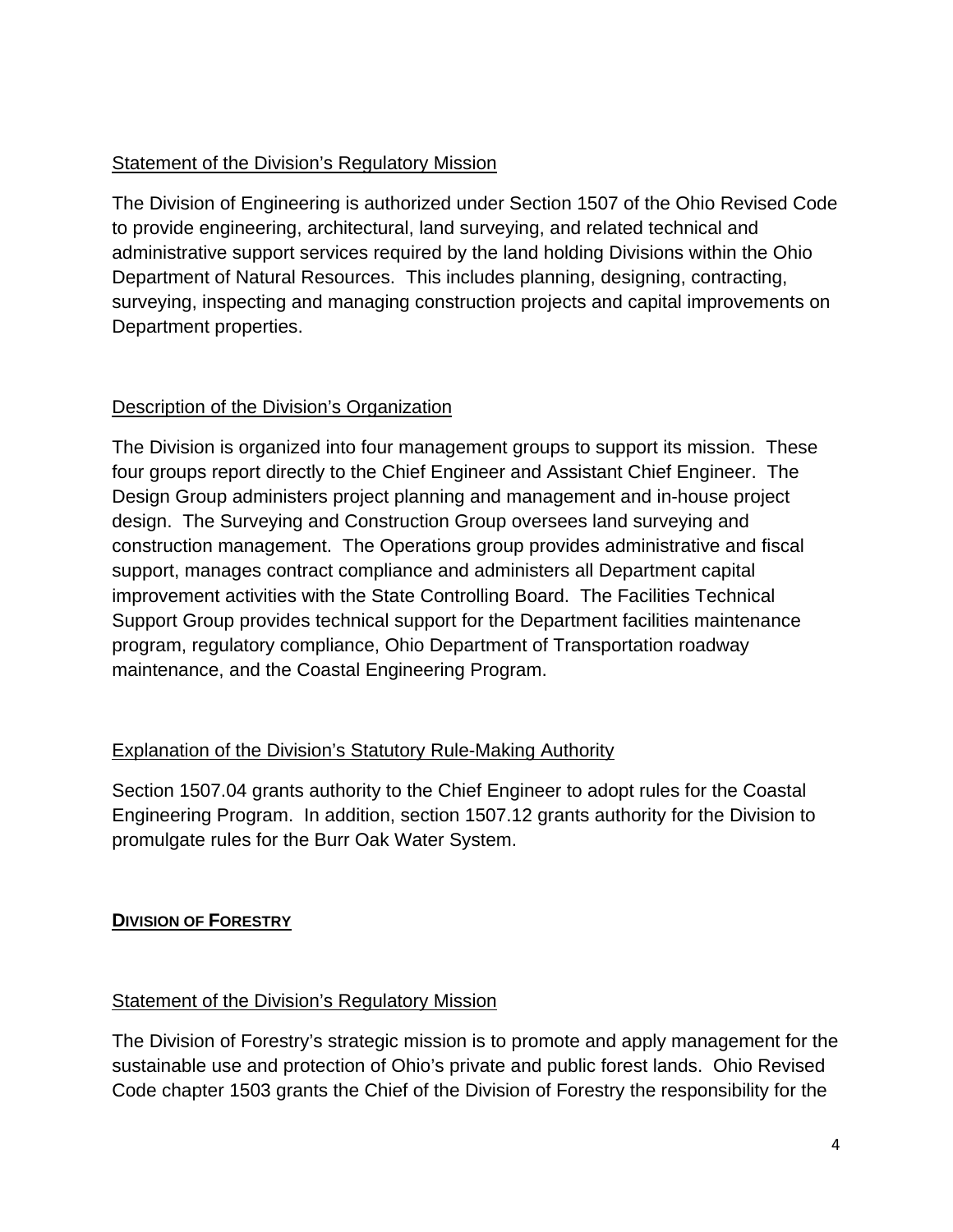Statement of the Division's Regulatory Mission

The Division of Engineering is authorized under Section 1507 of the Ohio Revised Code to provide engineering, architectural, land surveying, and related technical and administrative support services required by the land holding Divisions within the Ohio Department of Natural Resources. This includes planning, designing, contracting, surveying, inspecting and managing construction projects and capital improvements on Department properties.

Description of the Division's Organization

The Division is organized into four management groups to support its mission. These four groups report directly to the Chief Engineer and Assistant Chief Engineer. The Design Group administers project planning and management and in-house project design. The Surveying and Construction Group oversees land surveying and construction management. The Operations group provides administrative and fiscal support, manages contract compliance and administers all Department capital improvement activities with the State Controlling Board. The Facilities Technical Support Group provides technical support for the Department facilities maintenance program, regulatory compliance, Ohio Department of Transportation roadway maintenance, and the Coastal Engineering Program.

Explanation of the Division's Statutory Rule-Making Authority

Section 1507.04 grants authority to the Chief Engineer to adopt rules for the Coastal Engineering Program. In addition, section 1507.12 grants authority for the Division to promulgate rules for the Burr Oak Water System.

## DIVISION OF FORESTRY

Statement of the Division's Regulatory Mission

The Division of Forestry's strategic mission is to promote and apply management for the sustainable use and protection of Ohio's private and public forest lands. Ohio Revised Code chapter 1503 grants the Chief of the Division of Forestry the responsibility for the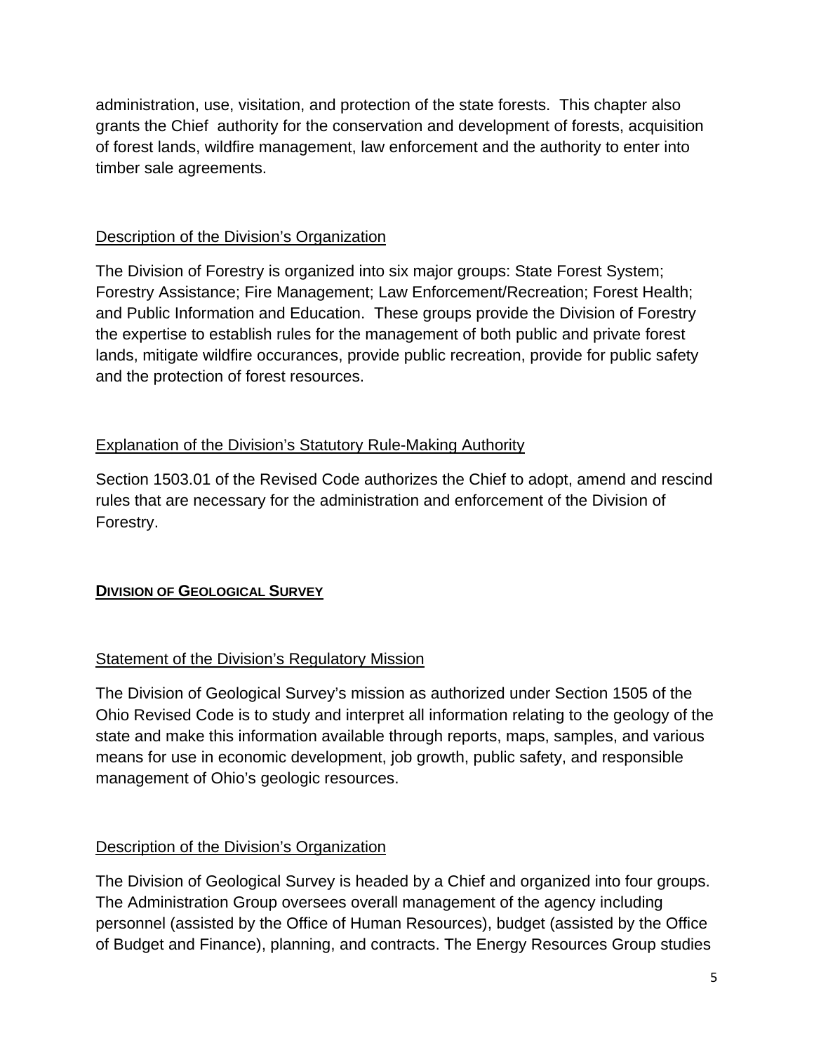administration, use, visitation, and protection of the state forests.  This chapter also grants the Chief  authority for the conservation and development of forests, acquisition of forest lands, wildfire management, law enforcement and the authority to enter into timber sale agreements.

Description of the Division's Organization

The Division of Forestry is organized into six major groups: State Forest System; Forestry Assistance; Fire Management; Law Enforcement/Recreation; Forest Health; and Public Information and Education.  These groups provide the Division of Forestry the expertise to establish rules for the management of both public and private forest lands, mitigate wildfire occurances, provide public recreation, provide for public safety and the protection of forest resources.

Explanation of the Division's Statutory Rule-Making Authority

Section 1503.01 of the Revised Code authorizes the Chief to adopt, amend and rescind rules that are necessary for the administration and enforcement of the Division of Forestry.

## DIVISION OF GEOLOGICAL SURVEY

Statement of the Division's Regulatory Mission

The Division of Geological Survey's mission as authorized under Section 1505 of the Ohio Revised Code is to study and interpret all information relating to the geology of the state and make this information available through reports, maps, samples, and various means for use in economic development, job growth, public safety, and responsible management of Ohio's geologic resources.

Description of the Division's Organization

The Division of Geological Survey is headed by a Chief and organized into four groups. The Administration Group oversees overall management of the agency including personnel (assisted by the Office of Human Resources), budget (assisted by the Office of Budget and Finance), planning, and contracts. The Energy Resources Group studies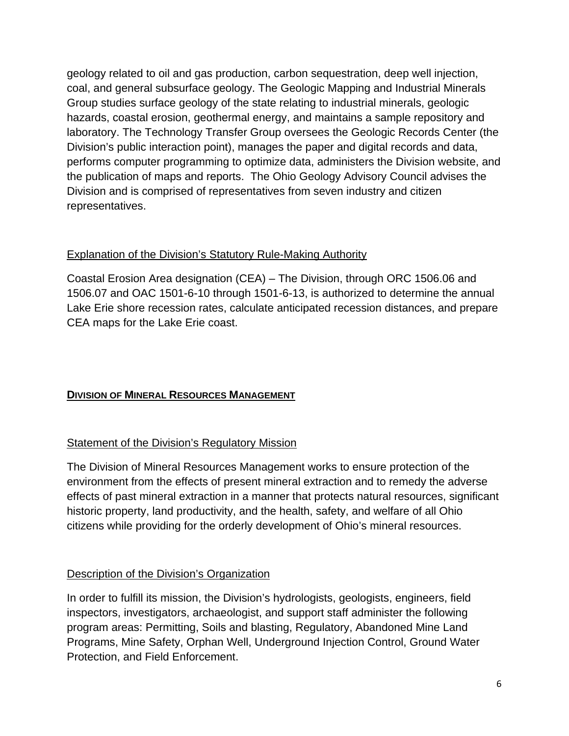geology related to oil and gas production, carbon sequestration, deep well injection, coal, and general subsurface geology. The Geologic Mapping and Industrial Minerals Group studies surface geology of the state relating to industrial minerals, geologic hazards, coastal erosion, geothermal energy, and maintains a sample repository and laboratory. The Technology Transfer Group oversees the Geologic Records Center (the Division's public interaction point), manages the paper and digital records and data, performs computer programming to optimize data, administers the Division website, and the publication of maps and reports. The Ohio Geology Advisory Council advises the Division and is comprised of representatives from seven industry and citizen representatives.

<u>Explanation of the Division's Statutory Rule-Making Authority</u>

Coastal Erosion Area designation (CEA) – The Division, through ORC 1506.06 and 1506.07 and OAC 1501-6-10 through 1501-6-13, is authorized to determine the annual Lake Erie shore recession rates, calculate anticipated recession distances, and prepare CEA maps for the Lake Erie coast.

## DIVISION OF MINERAL RESOURCES MANAGEMENT

<u>Statement of the Division's Regulatory Mission</u>

The Division of Mineral Resources Management works to ensure protection of the environment from the effects of present mineral extraction and to remedy the adverse effects of past mineral extraction in a manner that protects natural resources, significant historic property, land productivity, and the health, safety, and welfare of all Ohio citizens while providing for the orderly development of Ohio's mineral resources.

<u>Description of the Division's Organization</u>

In order to fulfill its mission, the Division's hydrologists, geologists, engineers, field inspectors, investigators, archaeologist, and support staff administer the following program areas: Permitting, Soils and blasting, Regulatory, Abandoned Mine Land Programs, Mine Safety, Orphan Well, Underground Injection Control, Ground Water Protection, and Field Enforcement.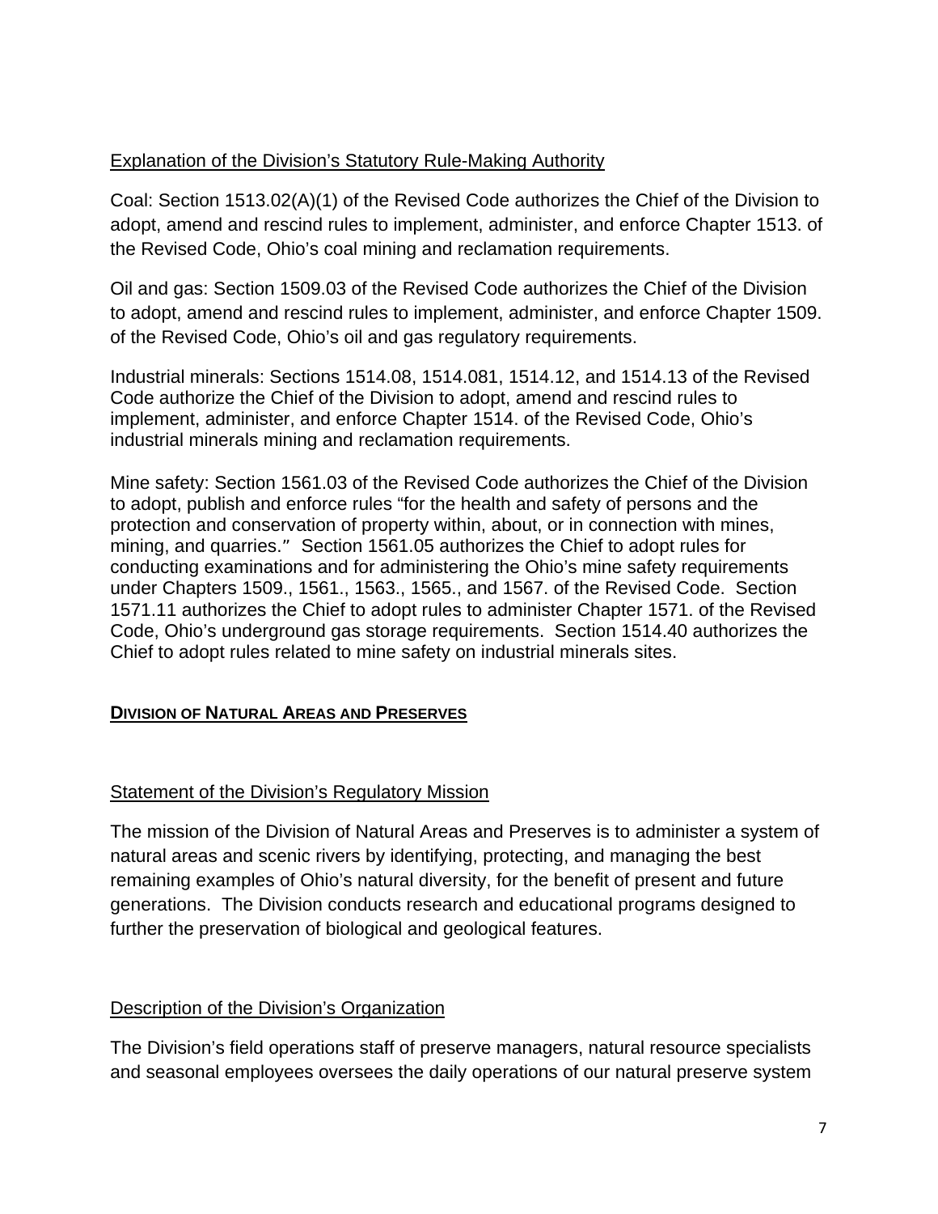Explanation of the Division's Statutory Rule-Making Authority

Coal: Section 1513.02(A)(1) of the Revised Code authorizes the Chief of the Division to adopt, amend and rescind rules to implement, administer, and enforce Chapter 1513. of the Revised Code, Ohio's coal mining and reclamation requirements.

Oil and gas: Section 1509.03 of the Revised Code authorizes the Chief of the Division to adopt, amend and rescind rules to implement, administer, and enforce Chapter 1509. of the Revised Code, Ohio's oil and gas regulatory requirements.

Industrial minerals: Sections 1514.08, 1514.081, 1514.12, and 1514.13 of the Revised Code authorize the Chief of the Division to adopt, amend and rescind rules to implement, administer, and enforce Chapter 1514. of the Revised Code, Ohio's industrial minerals mining and reclamation requirements.

Mine safety: Section 1561.03 of the Revised Code authorizes the Chief of the Division to adopt, publish and enforce rules "for the health and safety of persons and the protection and conservation of property within, about, or in connection with mines, mining, and quarries." Section 1561.05 authorizes the Chief to adopt rules for conducting examinations and for administering the Ohio's mine safety requirements under Chapters 1509., 1561., 1563., 1565., and 1567. of the Revised Code. Section 1571.11 authorizes the Chief to adopt rules to administer Chapter 1571. of the Revised Code, Ohio's underground gas storage requirements. Section 1514.40 authorizes the Chief to adopt rules related to mine safety on industrial minerals sites.

## DIVISION OF NATURAL AREAS AND PRESERVES

Statement of the Division's Regulatory Mission

The mission of the Division of Natural Areas and Preserves is to administer a system of natural areas and scenic rivers by identifying, protecting, and managing the best remaining examples of Ohio's natural diversity, for the benefit of present and future generations. The Division conducts research and educational programs designed to further the preservation of biological and geological features.

Description of the Division's Organization

The Division's field operations staff of preserve managers, natural resource specialists and seasonal employees oversees the daily operations of our natural preserve system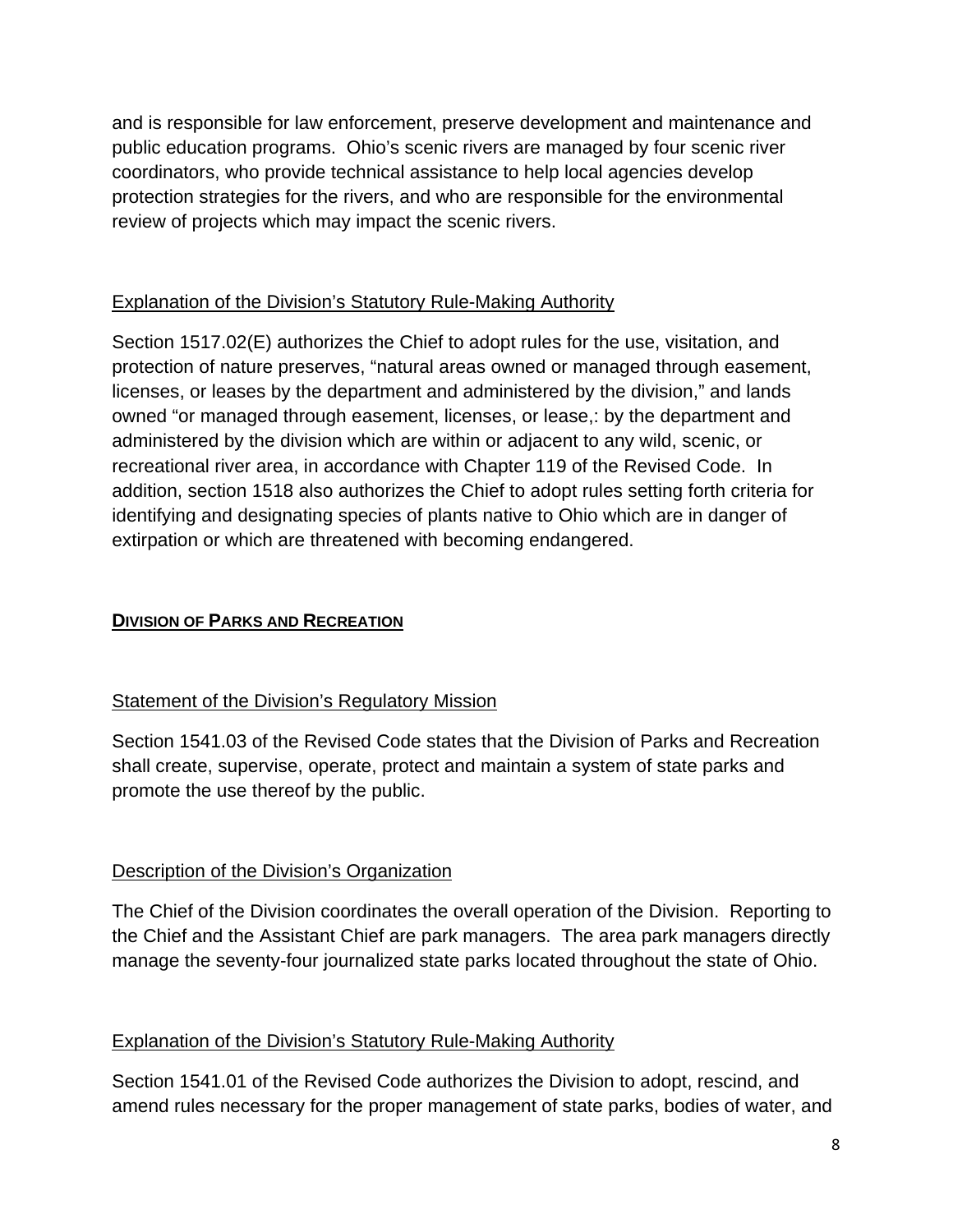and is responsible for law enforcement, preserve development and maintenance and public education programs. Ohio's scenic rivers are managed by four scenic river coordinators, who provide technical assistance to help local agencies develop protection strategies for the rivers, and who are responsible for the environmental review of projects which may impact the scenic rivers.

### Explanation of the Division's Statutory Rule-Making Authority

Section 1517.02(E) authorizes the Chief to adopt rules for the use, visitation, and protection of nature preserves, "natural areas owned or managed through easement, licenses, or leases by the department and administered by the division," and lands owned "or managed through easement, licenses, or lease,: by the department and administered by the division which are within or adjacent to any wild, scenic, or recreational river area, in accordance with Chapter 119 of the Revised Code. In addition, section 1518 also authorizes the Chief to adopt rules setting forth criteria for identifying and designating species of plants native to Ohio which are in danger of extirpation or which are threatened with becoming endangered.

## DIVISION OF PARKS AND RECREATION

### Statement of the Division's Regulatory Mission

Section 1541.03 of the Revised Code states that the Division of Parks and Recreation shall create, supervise, operate, protect and maintain a system of state parks and promote the use thereof by the public.

### Description of the Division's Organization

The Chief of the Division coordinates the overall operation of the Division. Reporting to the Chief and the Assistant Chief are park managers. The area park managers directly manage the seventy-four journalized state parks located throughout the state of Ohio.

### Explanation of the Division's Statutory Rule-Making Authority

Section 1541.01 of the Revised Code authorizes the Division to adopt, rescind, and amend rules necessary for the proper management of state parks, bodies of water, and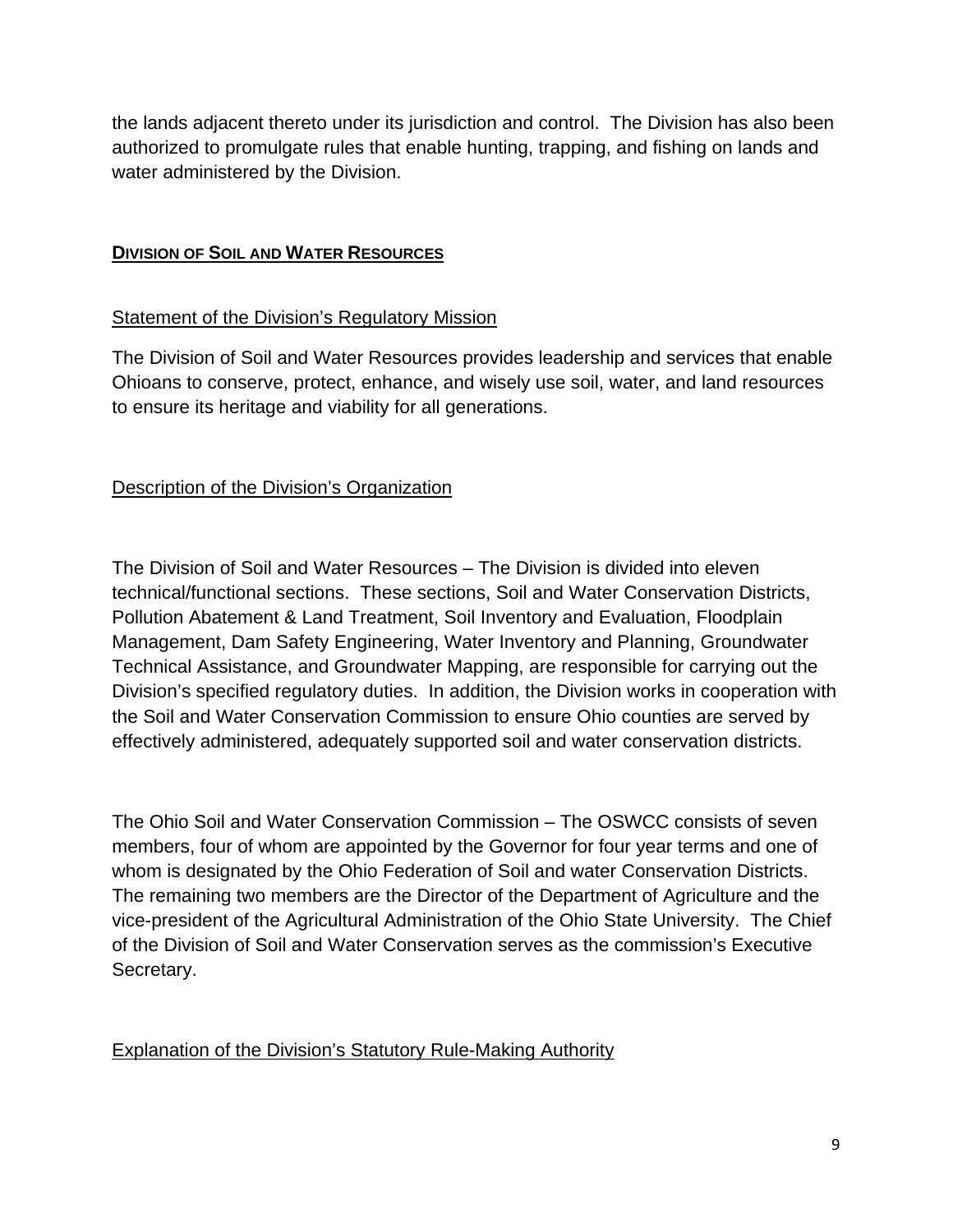the lands adjacent thereto under its jurisdiction and control. The Division has also been authorized to promulgate rules that enable hunting, trapping, and fishing on lands and water administered by the Division.

## DIVISION OF SOIL AND WATER RESOURCES

### Statement of the Division's Regulatory Mission

The Division of Soil and Water Resources provides leadership and services that enable Ohioans to conserve, protect, enhance, and wisely use soil, water, and land resources to ensure its heritage and viability for all generations.

### Description of the Division's Organization

The Division of Soil and Water Resources – The Division is divided into eleven technical/functional sections. These sections, Soil and Water Conservation Districts, Pollution Abatement & Land Treatment, Soil Inventory and Evaluation, Floodplain Management, Dam Safety Engineering, Water Inventory and Planning, Groundwater Technical Assistance, and Groundwater Mapping, are responsible for carrying out the Division's specified regulatory duties. In addition, the Division works in cooperation with the Soil and Water Conservation Commission to ensure Ohio counties are served by effectively administered, adequately supported soil and water conservation districts.

The Ohio Soil and Water Conservation Commission – The OSWCC consists of seven members, four of whom are appointed by the Governor for four year terms and one of whom is designated by the Ohio Federation of Soil and water Conservation Districts. The remaining two members are the Director of the Department of Agriculture and the vice-president of the Agricultural Administration of the Ohio State University. The Chief of the Division of Soil and Water Conservation serves as the commission's Executive Secretary.

### Explanation of the Division's Statutory Rule-Making Authority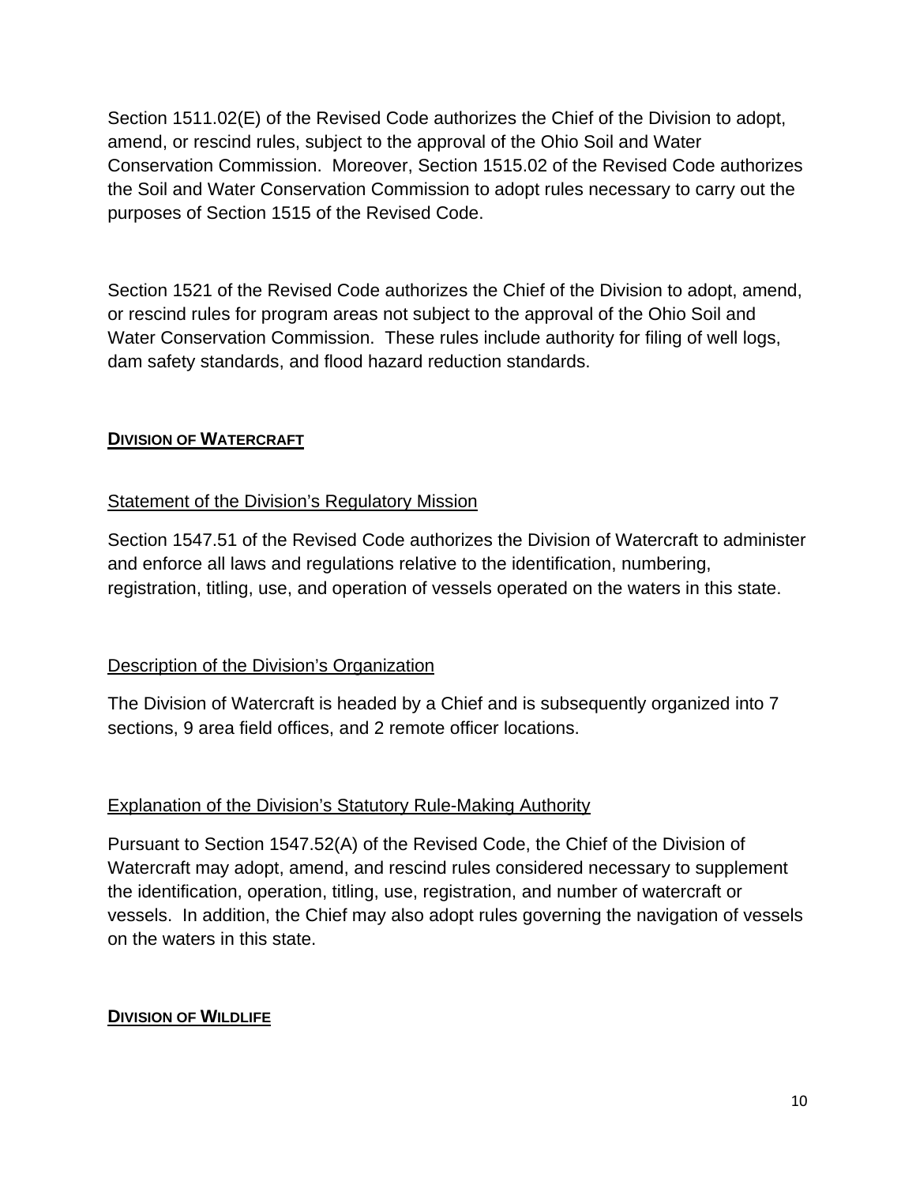Section 1511.02(E) of the Revised Code authorizes the Chief of the Division to adopt, amend, or rescind rules, subject to the approval of the Ohio Soil and Water Conservation Commission. Moreover, Section 1515.02 of the Revised Code authorizes the Soil and Water Conservation Commission to adopt rules necessary to carry out the purposes of Section 1515 of the Revised Code.

Section 1521 of the Revised Code authorizes the Chief of the Division to adopt, amend, or rescind rules for program areas not subject to the approval of the Ohio Soil and Water Conservation Commission. These rules include authority for filing of well logs, dam safety standards, and flood hazard reduction standards.

## DIVISION OF WATERCRAFT

### Statement of the Division's Regulatory Mission

Section 1547.51 of the Revised Code authorizes the Division of Watercraft to administer and enforce all laws and regulations relative to the identification, numbering, registration, titling, use, and operation of vessels operated on the waters in this state.

### Description of the Division's Organization

The Division of Watercraft is headed by a Chief and is subsequently organized into 7 sections, 9 area field offices, and 2 remote officer locations.

### Explanation of the Division's Statutory Rule-Making Authority

Pursuant to Section 1547.52(A) of the Revised Code, the Chief of the Division of Watercraft may adopt, amend, and rescind rules considered necessary to supplement the identification, operation, titling, use, registration, and number of watercraft or vessels. In addition, the Chief may also adopt rules governing the navigation of vessels on the waters in this state.

## DIVISION OF WILDLIFE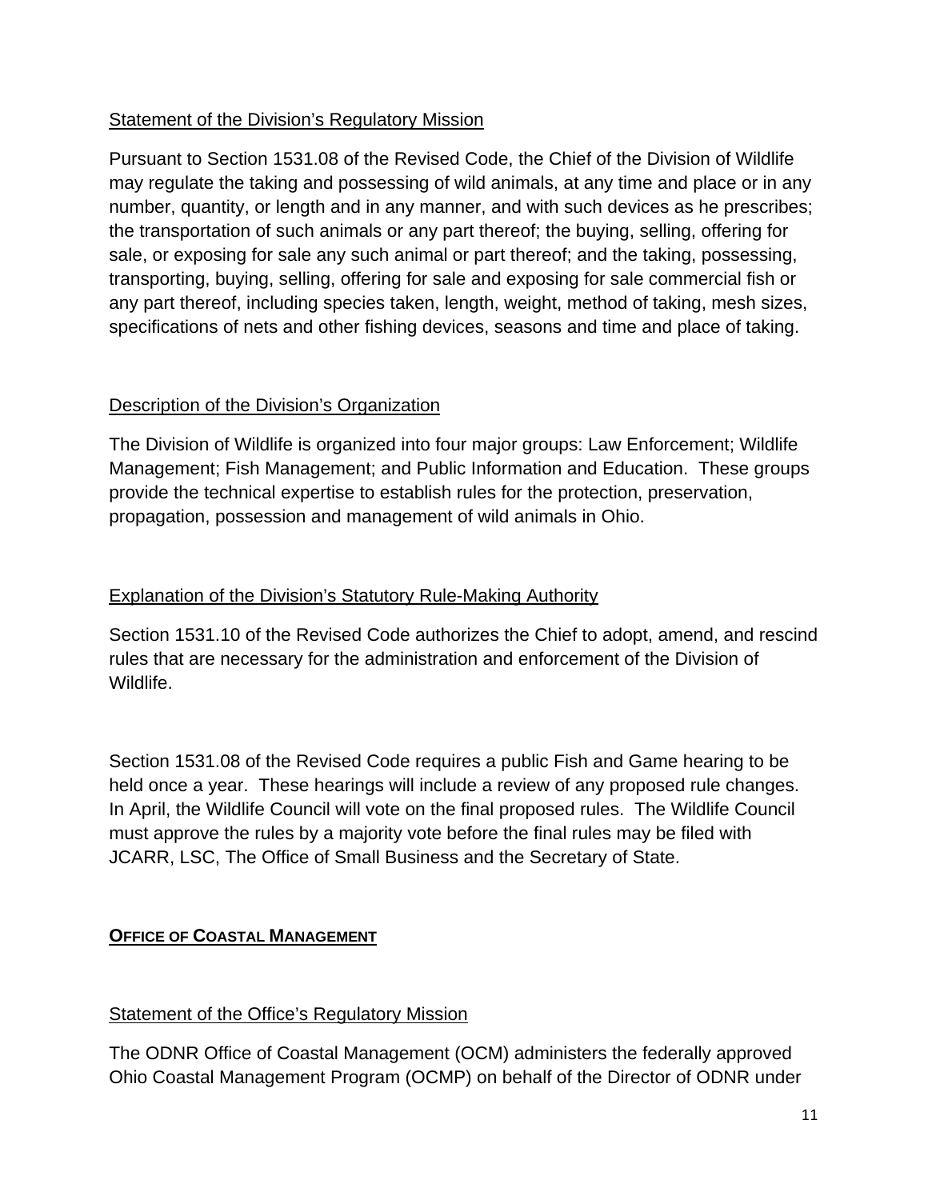### Statement of the Division's Regulatory Mission

Pursuant to Section 1531.08 of the Revised Code, the Chief of the Division of Wildlife may regulate the taking and possessing of wild animals, at any time and place or in any number, quantity, or length and in any manner, and with such devices as he prescribes; the transportation of such animals or any part thereof; the buying, selling, offering for sale, or exposing for sale any such animal or part thereof; and the taking, possessing, transporting, buying, selling, offering for sale and exposing for sale commercial fish or any part thereof, including species taken, length, weight, method of taking, mesh sizes, specifications of nets and other fishing devices, seasons and time and place of taking.

### Description of the Division's Organization

The Division of Wildlife is organized into four major groups: Law Enforcement; Wildlife Management; Fish Management; and Public Information and Education. These groups provide the technical expertise to establish rules for the protection, preservation, propagation, possession and management of wild animals in Ohio.

### Explanation of the Division's Statutory Rule-Making Authority

Section 1531.10 of the Revised Code authorizes the Chief to adopt, amend, and rescind rules that are necessary for the administration and enforcement of the Division of Wildlife.

Section 1531.08 of the Revised Code requires a public Fish and Game hearing to be held once a year. These hearings will include a review of any proposed rule changes. In April, the Wildlife Council will vote on the final proposed rules. The Wildlife Council must approve the rules by a majority vote before the final rules may be filed with JCARR, LSC, The Office of Small Business and the Secretary of State.

## OFFICE OF COASTAL MANAGEMENT

### Statement of the Office's Regulatory Mission

The ODNR Office of Coastal Management (OCM) administers the federally approved Ohio Coastal Management Program (OCMP) on behalf of the Director of ODNR under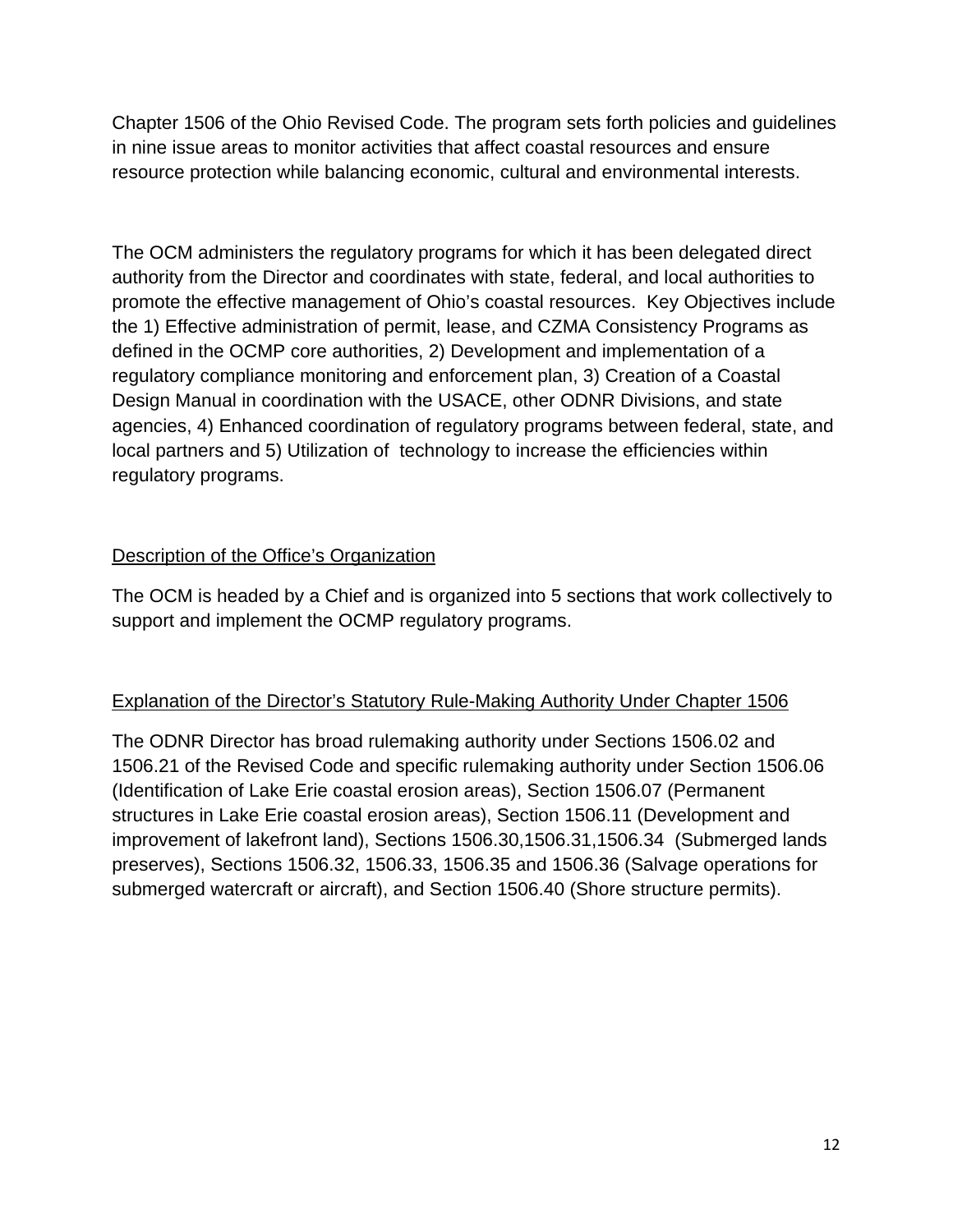Chapter 1506 of the Ohio Revised Code. The program sets forth policies and guidelines in nine issue areas to monitor activities that affect coastal resources and ensure resource protection while balancing economic, cultural and environmental interests.

The OCM administers the regulatory programs for which it has been delegated direct authority from the Director and coordinates with state, federal, and local authorities to promote the effective management of Ohio's coastal resources. Key Objectives include the 1) Effective administration of permit, lease, and CZMA Consistency Programs as defined in the OCMP core authorities, 2) Development and implementation of a regulatory compliance monitoring and enforcement plan, 3) Creation of a Coastal Design Manual in coordination with the USACE, other ODNR Divisions, and state agencies, 4) Enhanced coordination of regulatory programs between federal, state, and local partners and 5) Utilization of technology to increase the efficiencies within regulatory programs.

<u>Description of the Office's Organization</u>

The OCM is headed by a Chief and is organized into 5 sections that work collectively to support and implement the OCMP regulatory programs.

<u>Explanation of the Director's Statutory Rule-Making Authority Under Chapter 1506</u>

The ODNR Director has broad rulemaking authority under Sections 1506.02 and 1506.21 of the Revised Code and specific rulemaking authority under Section 1506.06 (Identification of Lake Erie coastal erosion areas), Section 1506.07 (Permanent structures in Lake Erie coastal erosion areas), Section 1506.11 (Development and improvement of lakefront land), Sections 1506.30,1506.31,1506.34 (Submerged lands preserves), Sections 1506.32, 1506.33, 1506.35 and 1506.36 (Salvage operations for submerged watercraft or aircraft), and Section 1506.40 (Shore structure permits).